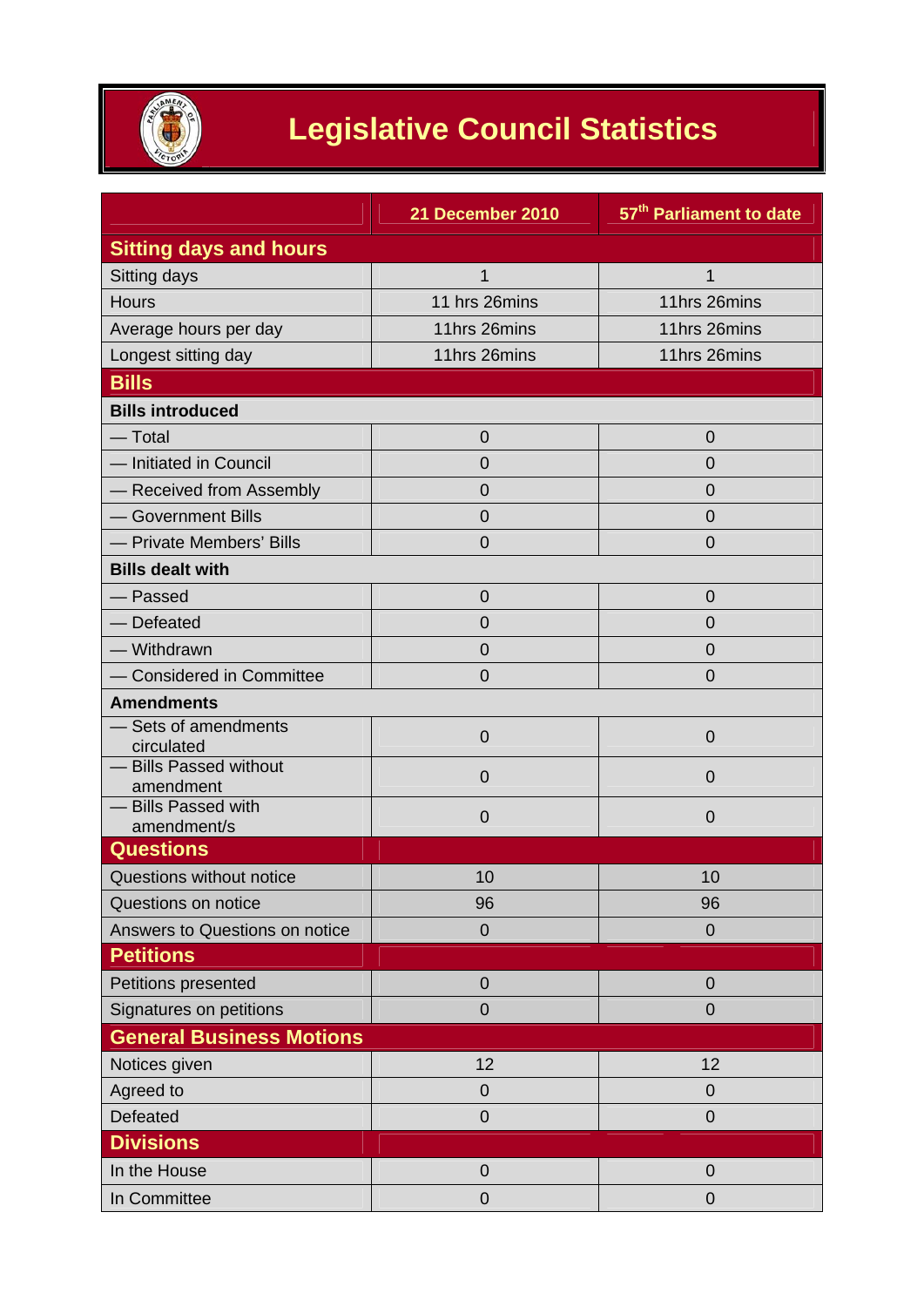# Legislative Council Statistics

| | 21 December 2010 | 57th Parliament to date |
|---|---|---|
| **Sitting days and hours** | | |
| Sitting days | 1 | 1 |
| Hours | 11 hrs 26mins | 11hrs 26mins |
| Average hours per day | 11hrs 26mins | 11hrs 26mins |
| Longest sitting day | 11hrs 26mins | 11hrs 26mins |
| **Bills** | | |
| **Bills introduced** | | |
| — Total | 0 | 0 |
| — Initiated in Council | 0 | 0 |
| — Received from Assembly | 0 | 0 |
| — Government Bills | 0 | 0 |
| — Private Members' Bills | 0 | 0 |
| **Bills dealt with** | | |
| — Passed | 0 | 0 |
| — Defeated | 0 | 0 |
| — Withdrawn | 0 | 0 |
| — Considered in Committee | 0 | 0 |
| **Amendments** | | |
| — Sets of amendments circulated | 0 | 0 |
| — Bills Passed without amendment | 0 | 0 |
| — Bills Passed with amendment/s | 0 | 0 |
| **Questions** | | |
| Questions without notice | 10 | 10 |
| Questions on notice | 96 | 96 |
| Answers to Questions on notice | 0 | 0 |
| **Petitions** | | |
| Petitions presented | 0 | 0 |
| Signatures on petitions | 0 | 0 |
| **General Business Motions** | | |
| Notices given | 12 | 12 |
| Agreed to | 0 | 0 |
| Defeated | 0 | 0 |
| **Divisions** | | |
| In the House | 0 | 0 |
| In Committee | 0 | 0 |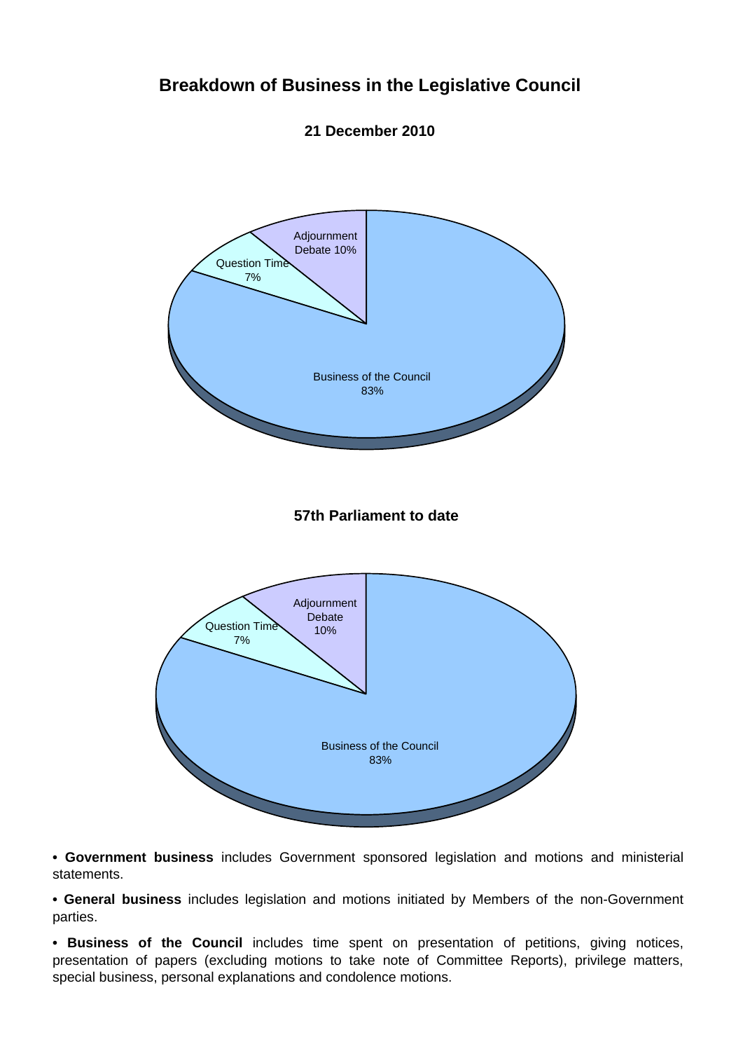# Breakdown of Business in the Legislative Council

## 21 December 2010

Adjournment Debate 10%

Question Time 7%

Business of the Council 83%

## 57th Parliament to date

Adjournment Debate 10%

Question Time 7%

Business of the Council 83%

- **Government business** includes Government sponsored legislation and motions and ministerial statements.
- **General business** includes legislation and motions initiated by Members of the non-Government parties.
- **Business of the Council** includes time spent on presentation of petitions, giving notices, presentation of papers (excluding motions to take note of Committee Reports), privilege matters, special business, personal explanations and condolence motions.